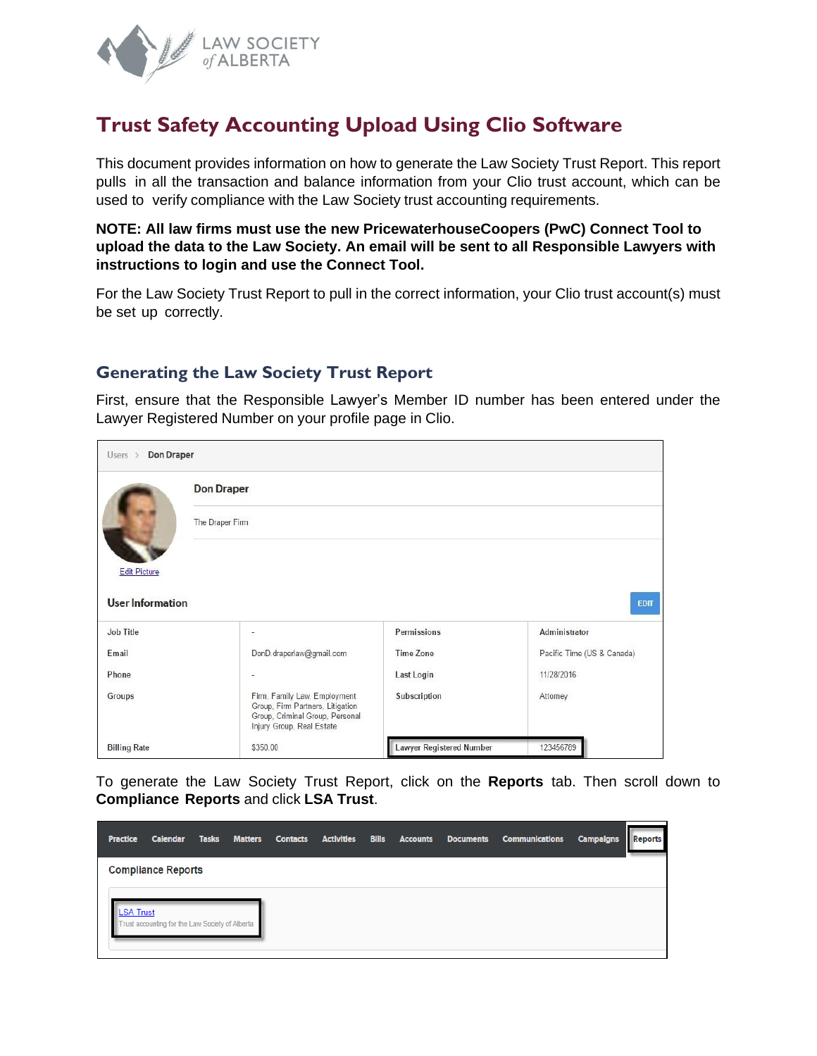# Trust Safety Accounting Upload Using Clio Software

This document provides information on how to generate the Law Society Trust Report. This report pulls in all the transaction and balance information from your Clio trust account, which can be used to verify compliance with the Law Society trust accounting requirements.

**NOTE: All law firms must use the new PricewaterhouseCoopers (PwC) Connect Tool to upload the data to the Law Society. An email will be sent to all Responsible Lawyers with instructions to login and use the Connect Tool.**

For the Law Society Trust Report to pull in the correct information, your Clio trust account(s) must be set up correctly.

## Generating the Law Society Trust Report

First, ensure that the Responsible Lawyer's Member ID number has been entered under the Lawyer Registered Number on your profile page in Clio.

To generate the Law Society Trust Report, click on the **Reports** tab. Then scroll down to **Compliance Reports** and click **LSA Trust**.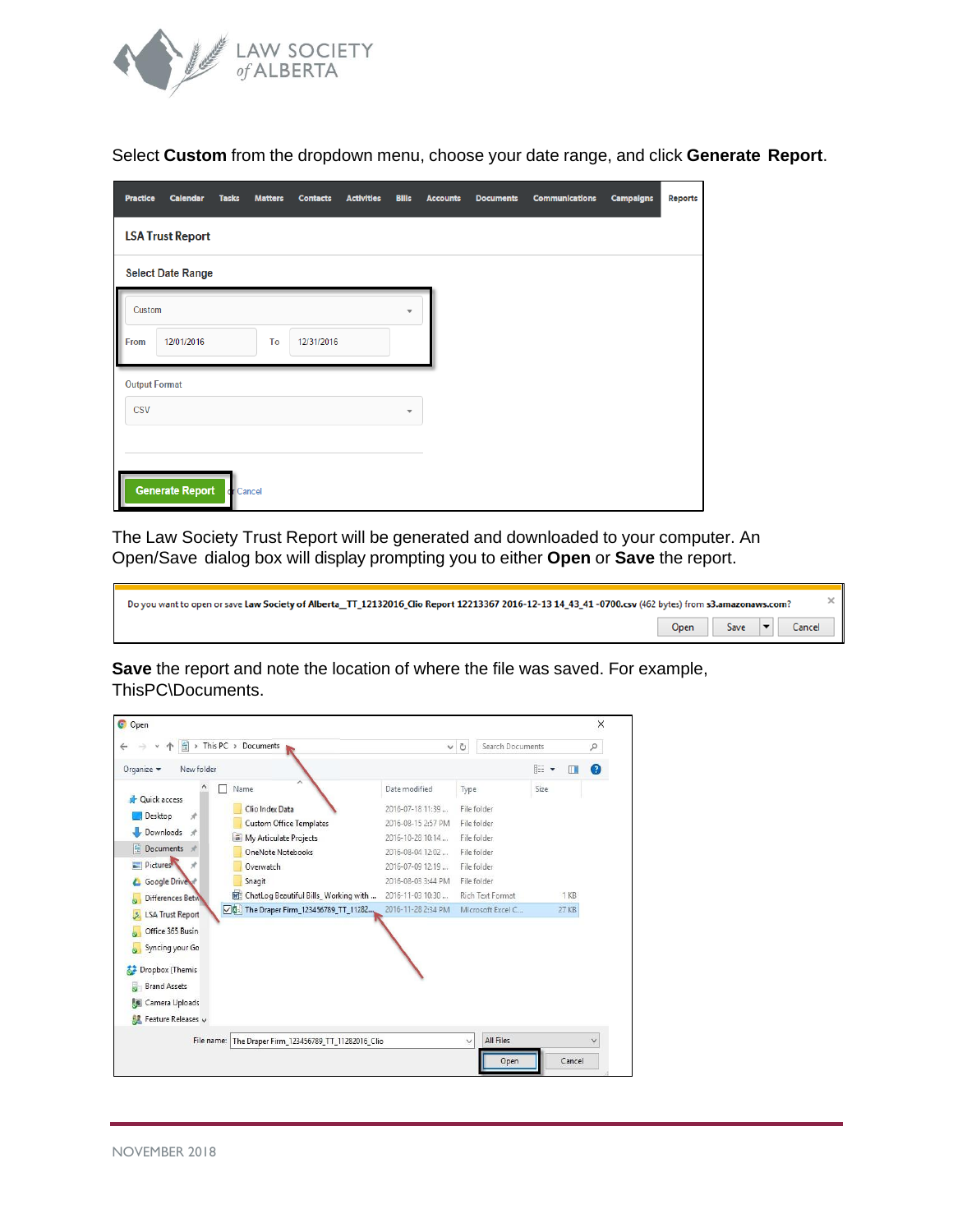Select **Custom** from the dropdown menu, choose your date range, and click **Generate Report**.

The Law Society Trust Report will be generated and downloaded to your computer. An Open/Save dialog box will display prompting you to either **Open** or **Save** the report.

**Save** the report and note the location of where the file was saved. For example, ThisPC\Documents.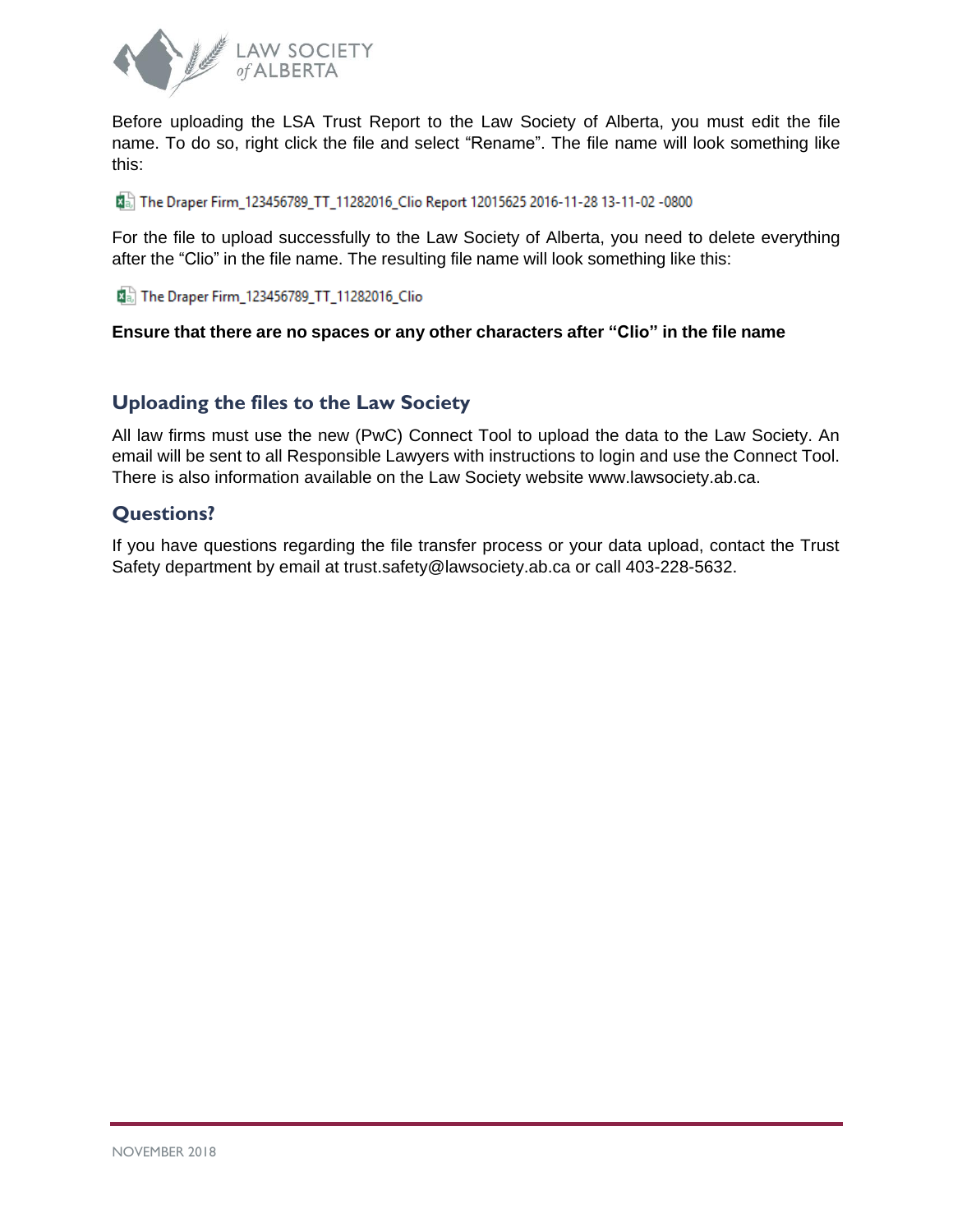Before uploading the LSA Trust Report to the Law Society of Alberta, you must edit the file name. To do so, right click the file and select "Rename". The file name will look something like this:

The Draper Firm_123456789_TT_11282016_Clio Report 12015625 2016-11-28 13-11-02 -0800

For the file to upload successfully to the Law Society of Alberta, you need to delete everything after the "Clio" in the file name. The resulting file name will look something like this:

The Draper Firm_123456789_TT_11282016_Clio

**Ensure that there are no spaces or any other characters after "Clio" in the file name**

## Uploading the files to the Law Society

All law firms must use the new (PwC) Connect Tool to upload the data to the Law Society. An email will be sent to all Responsible Lawyers with instructions to login and use the Connect Tool. There is also information available on the Law Society website www.lawsociety.ab.ca.

## Questions?

If you have questions regarding the file transfer process or your data upload, contact the Trust Safety department by email at trust.safety@lawsociety.ab.ca or call 403-228-5632.